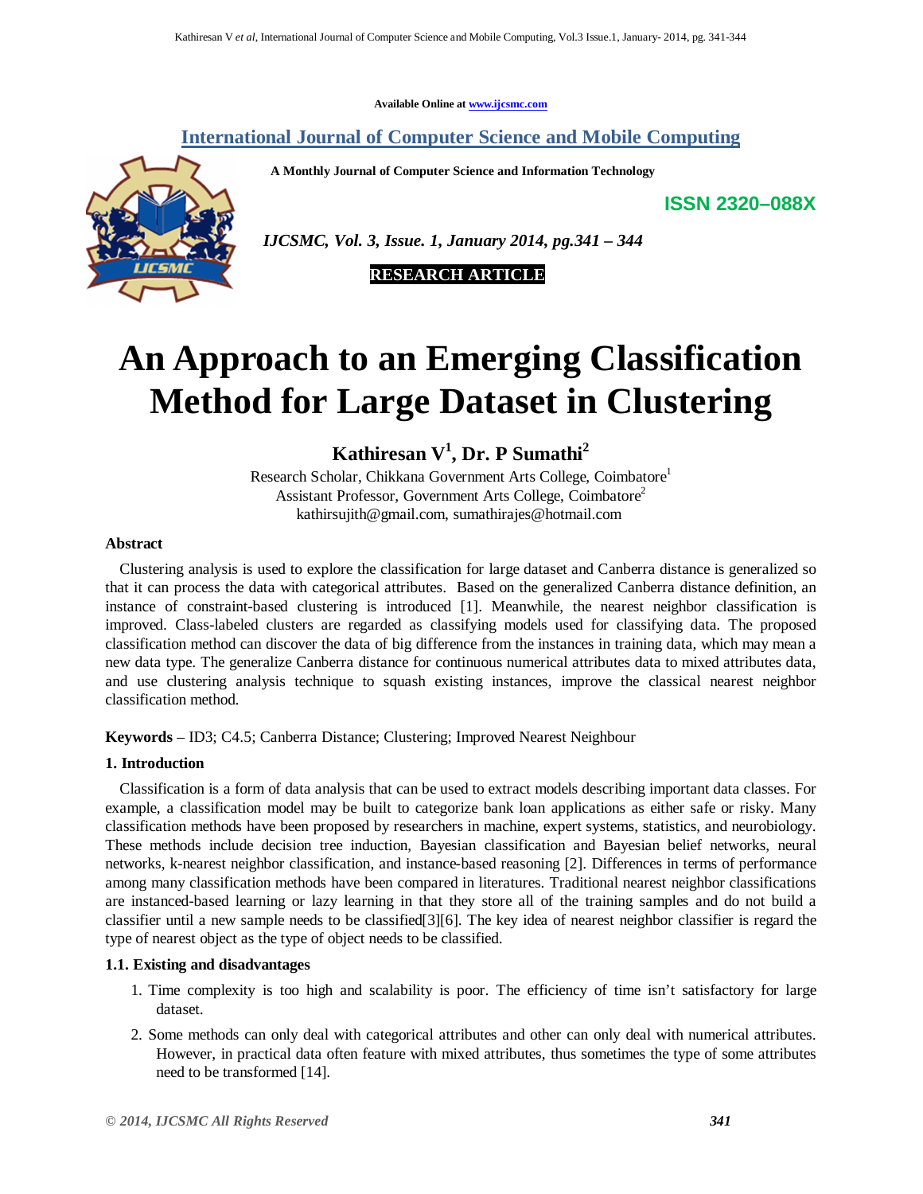Available Online at www.ijcsmc.com

**International Journal of Computer Science and Mobile Computing**

**A Monthly Journal of Computer Science and Information Technology**

**ISSN 2320–088X**

*IJCSMC, Vol. 3, Issue. 1, January 2014, pg.341 – 344*

**RESEARCH ARTICLE**

# An Approach to an Emerging Classification Method for Large Dataset in Clustering

**Kathiresan V[1], Dr. P Sumathi[2]**

Research Scholar, Chikkana Government Arts College, Coimbatore[1]
Assistant Professor, Government Arts College, Coimbatore[2]
kathirsujith@gmail.com, sumathirajes@hotmail.com

### Abstract

Clustering analysis is used to explore the classification for large dataset and Canberra distance is generalized so that it can process the data with categorical attributes. Based on the generalized Canberra distance definition, an instance of constraint-based clustering is introduced [1]. Meanwhile, the nearest neighbor classification is improved. Class-labeled clusters are regarded as classifying models used for classifying data. The proposed classification method can discover the data of big difference from the instances in training data, which may mean a new data type. The generalize Canberra distance for continuous numerical attributes data to mixed attributes data, and use clustering analysis technique to squash existing instances, improve the classical nearest neighbor classification method.

**Keywords** – ID3; C4.5; Canberra Distance; Clustering; Improved Nearest Neighbour

## 1. Introduction

Classification is a form of data analysis that can be used to extract models describing important data classes. For example, a classification model may be built to categorize bank loan applications as either safe or risky. Many classification methods have been proposed by researchers in machine, expert systems, statistics, and neurobiology. These methods include decision tree induction, Bayesian classification and Bayesian belief networks, neural networks, k-nearest neighbor classification, and instance-based reasoning [2]. Differences in terms of performance among many classification methods have been compared in literatures. Traditional nearest neighbor classifications are instanced-based learning or lazy learning in that they store all of the training samples and do not build a classifier until a new sample needs to be classified[3][6]. The key idea of nearest neighbor classifier is regard the type of nearest object as the type of object needs to be classified.

### 1.1. Existing and disadvantages

1. Time complexity is too high and scalability is poor. The efficiency of time isn't satisfactory for large dataset.
2. Some methods can only deal with categorical attributes and other can only deal with numerical attributes. However, in practical data often feature with mixed attributes, thus sometimes the type of some attributes need to be transformed [14].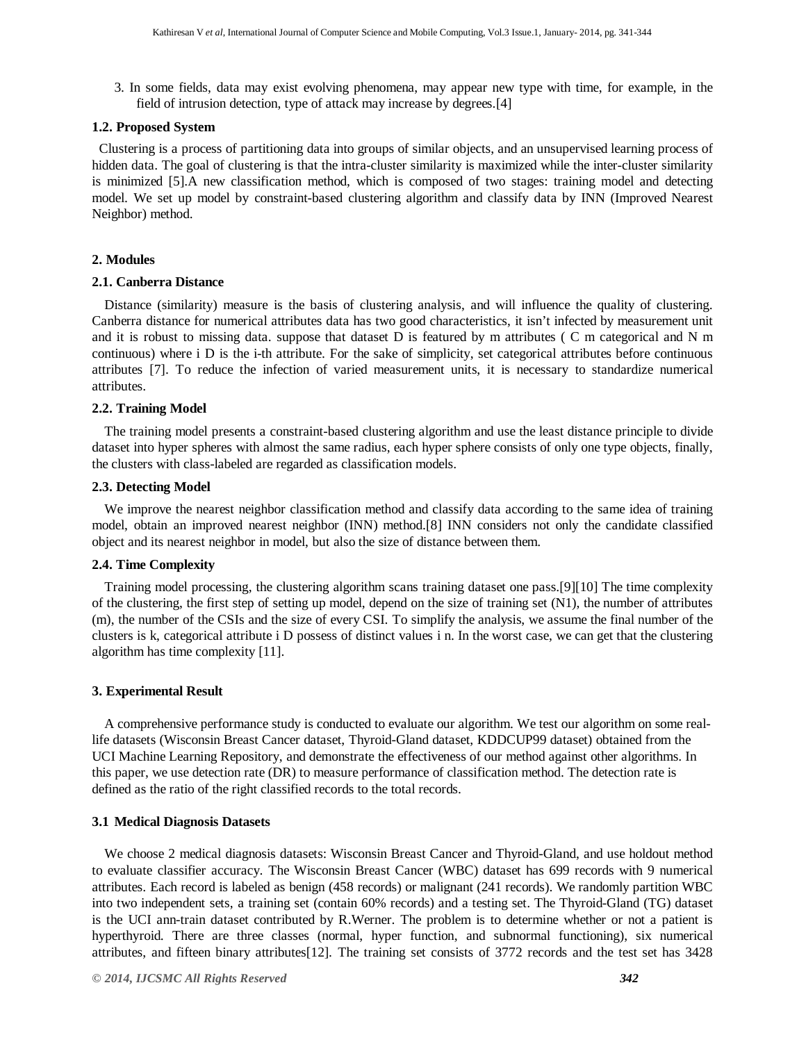3. In some fields, data may exist evolving phenomena, may appear new type with time, for example, in the field of intrusion detection, type of attack may increase by degrees.[4]

### 1.2. Proposed System

Clustering is a process of partitioning data into groups of similar objects, and an unsupervised learning process of hidden data. The goal of clustering is that the intra-cluster similarity is maximized while the inter-cluster similarity is minimized [5].A new classification method, which is composed of two stages: training model and detecting model. We set up model by constraint-based clustering algorithm and classify data by INN (Improved Nearest Neighbor) method.

## 2. Modules

### 2.1. Canberra Distance

Distance (similarity) measure is the basis of clustering analysis, and will influence the quality of clustering. Canberra distance for numerical attributes data has two good characteristics, it isn't infected by measurement unit and it is robust to missing data. suppose that dataset D is featured by m attributes ( C m categorical and N m continuous) where i D is the i-th attribute. For the sake of simplicity, set categorical attributes before continuous attributes [7]. To reduce the infection of varied measurement units, it is necessary to standardize numerical attributes.

### 2.2. Training Model

The training model presents a constraint-based clustering algorithm and use the least distance principle to divide dataset into hyper spheres with almost the same radius, each hyper sphere consists of only one type objects, finally, the clusters with class-labeled are regarded as classification models.

### 2.3. Detecting Model

We improve the nearest neighbor classification method and classify data according to the same idea of training model, obtain an improved nearest neighbor (INN) method.[8] INN considers not only the candidate classified object and its nearest neighbor in model, but also the size of distance between them.

### 2.4. Time Complexity

Training model processing, the clustering algorithm scans training dataset one pass.[9][10] The time complexity of the clustering, the first step of setting up model, depend on the size of training set (N1), the number of attributes (m), the number of the CSIs and the size of every CSI. To simplify the analysis, we assume the final number of the clusters is k, categorical attribute i D possess of distinct values i n. In the worst case, we can get that the clustering algorithm has time complexity [11].

## 3. Experimental Result

A comprehensive performance study is conducted to evaluate our algorithm. We test our algorithm on some real-life datasets (Wisconsin Breast Cancer dataset, Thyroid-Gland dataset, KDDCUP99 dataset) obtained from the UCI Machine Learning Repository, and demonstrate the effectiveness of our method against other algorithms. In this paper, we use detection rate (DR) to measure performance of classification method. The detection rate is defined as the ratio of the right classified records to the total records.

### 3.1 Medical Diagnosis Datasets

We choose 2 medical diagnosis datasets: Wisconsin Breast Cancer and Thyroid-Gland, and use holdout method to evaluate classifier accuracy. The Wisconsin Breast Cancer (WBC) dataset has 699 records with 9 numerical attributes. Each record is labeled as benign (458 records) or malignant (241 records). We randomly partition WBC into two independent sets, a training set (contain 60% records) and a testing set. The Thyroid-Gland (TG) dataset is the UCI ann-train dataset contributed by R.Werner. The problem is to determine whether or not a patient is hyperthyroid. There are three classes (normal, hyper function, and subnormal functioning), six numerical attributes, and fifteen binary attributes[12]. The training set consists of 3772 records and the test set has 3428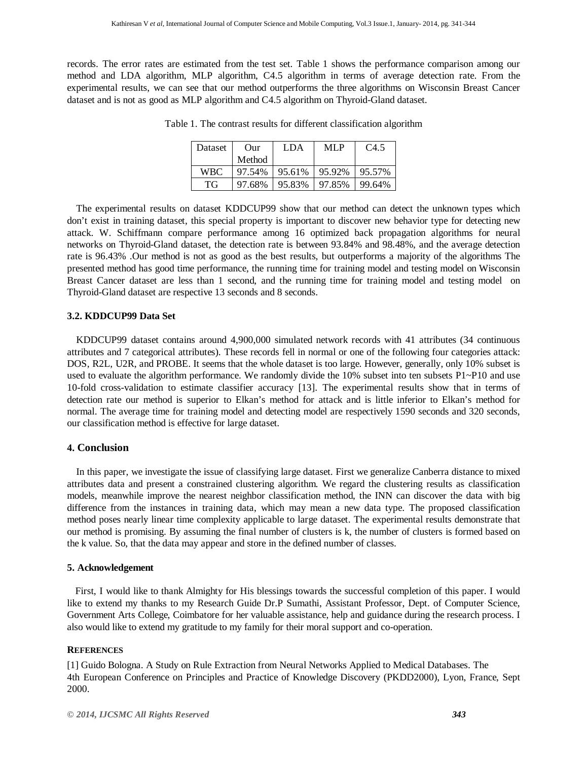records. The error rates are estimated from the test set. Table 1 shows the performance comparison among our method and LDA algorithm, MLP algorithm, C4.5 algorithm in terms of average detection rate. From the experimental results, we can see that our method outperforms the three algorithms on Wisconsin Breast Cancer dataset and is not as good as MLP algorithm and C4.5 algorithm on Thyroid-Gland dataset.

Table 1. The contrast results for different classification algorithm

| Dataset | Our Method | LDA | MLP | C4.5 |
|---|---|---|---|---|
| WBC | 97.54% | 95.61% | 95.92% | 95.57% |
| TG | 97.68% | 95.83% | 97.85% | 99.64% |

The experimental results on dataset KDDCUP99 show that our method can detect the unknown types which don't exist in training dataset, this special property is important to discover new behavior type for detecting new attack. W. Schiffmann compare performance among 16 optimized back propagation algorithms for neural networks on Thyroid-Gland dataset, the detection rate is between 93.84% and 98.48%, and the average detection rate is 96.43% .Our method is not as good as the best results, but outperforms a majority of the algorithms The presented method has good time performance, the running time for training model and testing model on Wisconsin Breast Cancer dataset are less than 1 second, and the running time for training model and testing model on Thyroid-Gland dataset are respective 13 seconds and 8 seconds.

### 3.2. KDDCUP99 Data Set

KDDCUP99 dataset contains around 4,900,000 simulated network records with 41 attributes (34 continuous attributes and 7 categorical attributes). These records fell in normal or one of the following four categories attack: DOS, R2L, U2R, and PROBE. It seems that the whole dataset is too large. However, generally, only 10% subset is used to evaluate the algorithm performance. We randomly divide the 10% subset into ten subsets P1~P10 and use 10-fold cross-validation to estimate classifier accuracy [13]. The experimental results show that in terms of detection rate our method is superior to Elkan's method for attack and is little inferior to Elkan's method for normal. The average time for training model and detecting model are respectively 1590 seconds and 320 seconds, our classification method is effective for large dataset.

## 4. Conclusion

In this paper, we investigate the issue of classifying large dataset. First we generalize Canberra distance to mixed attributes data and present a constrained clustering algorithm. We regard the clustering results as classification models, meanwhile improve the nearest neighbor classification method, the INN can discover the data with big difference from the instances in training data, which may mean a new data type. The proposed classification method poses nearly linear time complexity applicable to large dataset. The experimental results demonstrate that our method is promising. By assuming the final number of clusters is k, the number of clusters is formed based on the k value. So, that the data may appear and store in the defined number of classes.

## 5. Acknowledgement

First, I would like to thank Almighty for His blessings towards the successful completion of this paper. I would like to extend my thanks to my Research Guide Dr.P Sumathi, Assistant Professor, Dept. of Computer Science, Government Arts College, Coimbatore for her valuable assistance, help and guidance during the research process. I also would like to extend my gratitude to my family for their moral support and co-operation.

## REFERENCES

[1] Guido Bologna. A Study on Rule Extraction from Neural Networks Applied to Medical Databases. The 4th European Conference on Principles and Practice of Knowledge Discovery (PKDD2000), Lyon, France, Sept 2000.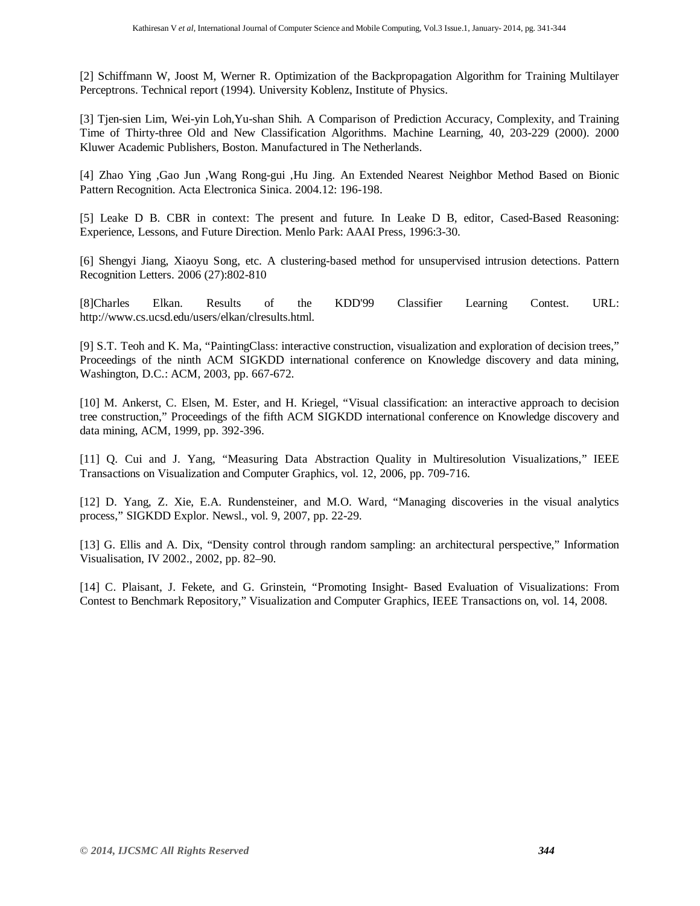[2] Schiffmann W, Joost M, Werner R. Optimization of the Backpropagation Algorithm for Training Multilayer Perceptrons. Technical report (1994). University Koblenz, Institute of Physics.

[3] Tjen-sien Lim, Wei-yin Loh,Yu-shan Shih. A Comparison of Prediction Accuracy, Complexity, and Training Time of Thirty-three Old and New Classification Algorithms. Machine Learning, 40, 203-229 (2000). 2000 Kluwer Academic Publishers, Boston. Manufactured in The Netherlands.

[4] Zhao Ying ,Gao Jun ,Wang Rong-gui ,Hu Jing. An Extended Nearest Neighbor Method Based on Bionic Pattern Recognition. Acta Electronica Sinica. 2004.12: 196-198.

[5] Leake D B. CBR in context: The present and future. In Leake D B, editor, Cased-Based Reasoning: Experience, Lessons, and Future Direction. Menlo Park: AAAI Press, 1996:3-30.

[6] Shengyi Jiang, Xiaoyu Song, etc. A clustering-based method for unsupervised intrusion detections. Pattern Recognition Letters. 2006 (27):802-810

[8]Charles Elkan. Results of the KDD'99 Classifier Learning Contest. URL: http://www.cs.ucsd.edu/users/elkan/clresults.html.

[9] S.T. Teoh and K. Ma, “PaintingClass: interactive construction, visualization and exploration of decision trees,” Proceedings of the ninth ACM SIGKDD international conference on Knowledge discovery and data mining, Washington, D.C.: ACM, 2003, pp. 667-672.

[10] M. Ankerst, C. Elsen, M. Ester, and H. Kriegel, “Visual classification: an interactive approach to decision tree construction,” Proceedings of the fifth ACM SIGKDD international conference on Knowledge discovery and data mining, ACM, 1999, pp. 392-396.

[11] Q. Cui and J. Yang, “Measuring Data Abstraction Quality in Multiresolution Visualizations,” IEEE Transactions on Visualization and Computer Graphics, vol. 12, 2006, pp. 709-716.

[12] D. Yang, Z. Xie, E.A. Rundensteiner, and M.O. Ward, “Managing discoveries in the visual analytics process,” SIGKDD Explor. Newsl., vol. 9, 2007, pp. 22-29.

[13] G. Ellis and A. Dix, “Density control through random sampling: an architectural perspective,” Information Visualisation, IV 2002., 2002, pp. 82–90.

[14] C. Plaisant, J. Fekete, and G. Grinstein, “Promoting Insight- Based Evaluation of Visualizations: From Contest to Benchmark Repository,” Visualization and Computer Graphics, IEEE Transactions on, vol. 14, 2008.